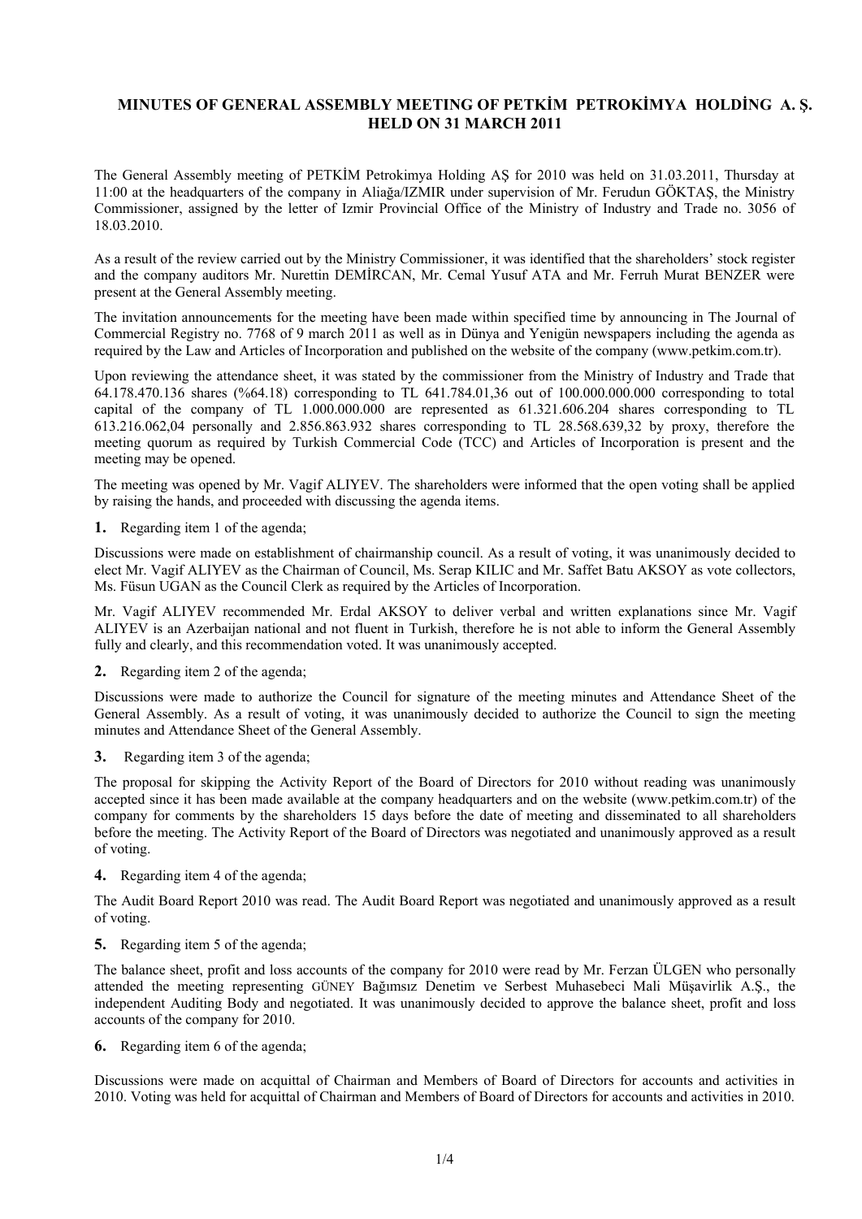# MINUTES OF GENERAL ASSEMBLY MEETING OF PETKİM PETROKİMYA HOLDİNG A. Ş. HELD ON 31 MARCH 2011

The General Assembly meeting of PETKİM Petrokimya Holding AŞ for 2010 was held on 31.03.2011, Thursday at 11:00 at the headquarters of the company in Aliağa/IZMIR under supervision of Mr. Ferudun GÖKTAŞ, the Ministry Commissioner, assigned by the letter of Izmir Provincial Office of the Ministry of Industry and Trade no. 3056 of 18.03.2010.

As a result of the review carried out by the Ministry Commissioner, it was identified that the shareholders' stock register and the company auditors Mr. Nurettin DEMİRCAN, Mr. Cemal Yusuf ATA and Mr. Ferruh Murat BENZER were present at the General Assembly meeting.

The invitation announcements for the meeting have been made within specified time by announcing in The Journal of Commercial Registry no. 7768 of 9 march 2011 as well as in Dünya and Yenigün newspapers including the agenda as required by the Law and Articles of Incorporation and published on the website of the company (www.petkim.com.tr).

Upon reviewing the attendance sheet, it was stated by the commissioner from the Ministry of Industry and Trade that 64.178.470.136 shares (%64.18) corresponding to TL 641.784.01,36 out of 100.000.000.000 corresponding to total capital of the company of TL 1.000.000.000 are represented as 61.321.606.204 shares corresponding to TL 613.216.062,04 personally and 2.856.863.932 shares corresponding to TL 28.568.639,32 by proxy, therefore the meeting quorum as required by Turkish Commercial Code (TCC) and Articles of Incorporation is present and the meeting may be opened.

The meeting was opened by Mr. Vagif ALIYEV. The shareholders were informed that the open voting shall be applied by raising the hands, and proceeded with discussing the agenda items.

**1.** Regarding item 1 of the agenda;

Discussions were made on establishment of chairmanship council. As a result of voting, it was unanimously decided to elect Mr. Vagif ALIYEV as the Chairman of Council, Ms. Serap KILIC and Mr. Saffet Batu AKSOY as vote collectors, Ms. Füsun UGAN as the Council Clerk as required by the Articles of Incorporation.

Mr. Vagif ALIYEV recommended Mr. Erdal AKSOY to deliver verbal and written explanations since Mr. Vagif ALIYEV is an Azerbaijan national and not fluent in Turkish, therefore he is not able to inform the General Assembly fully and clearly, and this recommendation voted. It was unanimously accepted.

**2.** Regarding item 2 of the agenda;

Discussions were made to authorize the Council for signature of the meeting minutes and Attendance Sheet of the General Assembly. As a result of voting, it was unanimously decided to authorize the Council to sign the meeting minutes and Attendance Sheet of the General Assembly.

**3.** Regarding item 3 of the agenda;

The proposal for skipping the Activity Report of the Board of Directors for 2010 without reading was unanimously accepted since it has been made available at the company headquarters and on the website (www.petkim.com.tr) of the company for comments by the shareholders 15 days before the date of meeting and disseminated to all shareholders before the meeting. The Activity Report of the Board of Directors was negotiated and unanimously approved as a result of voting.

**4.** Regarding item 4 of the agenda;

The Audit Board Report 2010 was read. The Audit Board Report was negotiated and unanimously approved as a result of voting.

**5.** Regarding item 5 of the agenda;

The balance sheet, profit and loss accounts of the company for 2010 were read by Mr. Ferzan ÜLGEN who personally attended the meeting representing GÜNEY Bağımsız Denetim ve Serbest Muhasebeci Mali Müşavirlik A.Ş., the independent Auditing Body and negotiated. It was unanimously decided to approve the balance sheet, profit and loss accounts of the company for 2010.

**6.** Regarding item 6 of the agenda;

Discussions were made on acquittal of Chairman and Members of Board of Directors for accounts and activities in 2010. Voting was held for acquittal of Chairman and Members of Board of Directors for accounts and activities in 2010.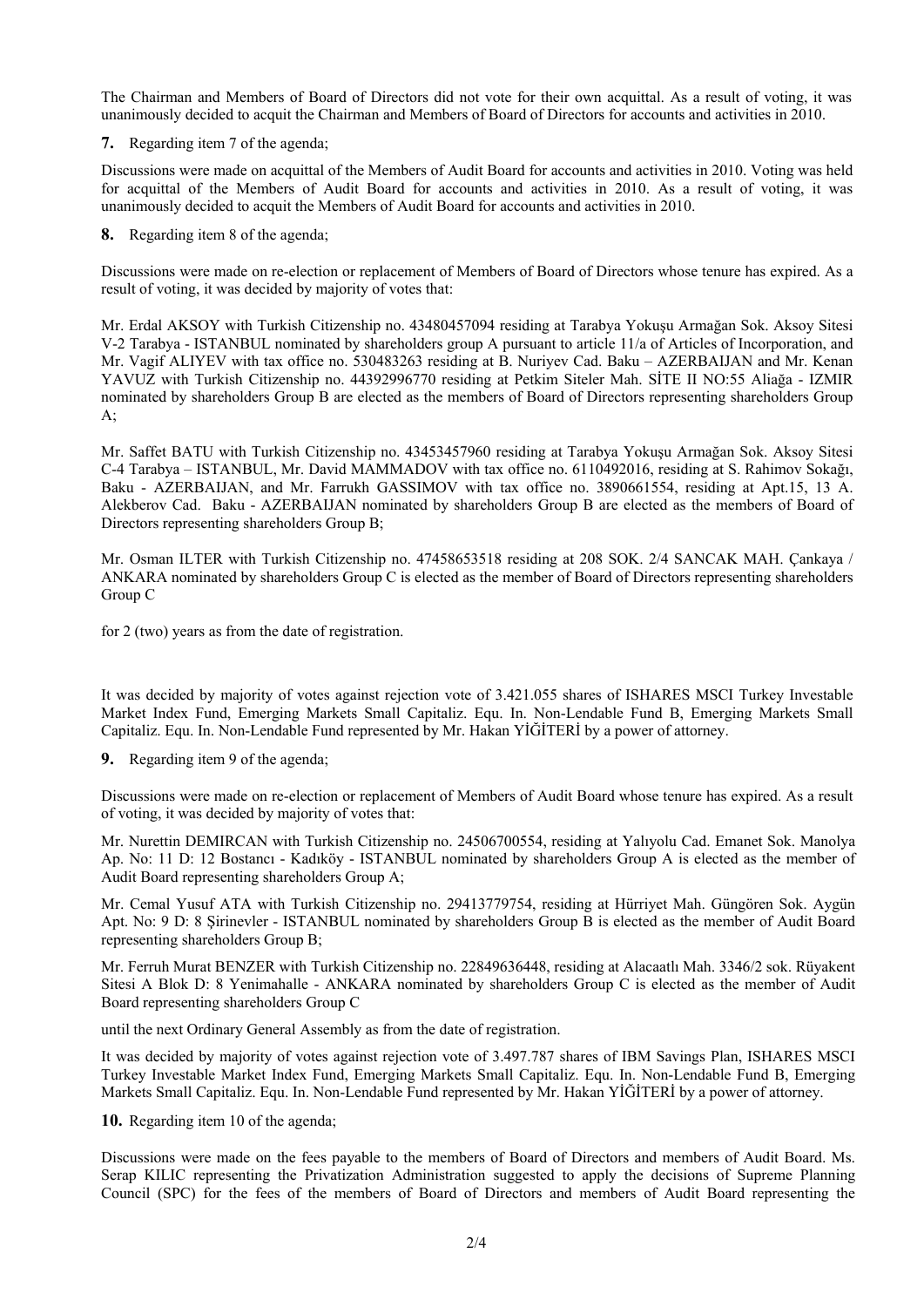The Chairman and Members of Board of Directors did not vote for their own acquittal. As a result of voting, it was unanimously decided to acquit the Chairman and Members of Board of Directors for accounts and activities in 2010.

**7.** Regarding item 7 of the agenda;

Discussions were made on acquittal of the Members of Audit Board for accounts and activities in 2010. Voting was held for acquittal of the Members of Audit Board for accounts and activities in 2010. As a result of voting, it was unanimously decided to acquit the Members of Audit Board for accounts and activities in 2010.

**8.** Regarding item 8 of the agenda;

Discussions were made on re-election or replacement of Members of Board of Directors whose tenure has expired. As a result of voting, it was decided by majority of votes that:

Mr. Erdal AKSOY with Turkish Citizenship no. 43480457094 residing at Tarabya Yokuşu Armağan Sok. Aksoy Sitesi V-2 Tarabya - ISTANBUL nominated by shareholders group A pursuant to article 11/a of Articles of Incorporation, and Mr. Vagif ALIYEV with tax office no. 530483263 residing at B. Nuriyev Cad. Baku – AZERBAIJAN and Mr. Kenan YAVUZ with Turkish Citizenship no. 44392996770 residing at Petkim Siteler Mah. SİTE II NO:55 Aliağa - IZMIR nominated by shareholders Group B are elected as the members of Board of Directors representing shareholders Group A;

Mr. Saffet BATU with Turkish Citizenship no. 43453457960 residing at Tarabya Yokuşu Armağan Sok. Aksoy Sitesi C-4 Tarabya – ISTANBUL, Mr. David MAMMADOV with tax office no. 6110492016, residing at S. Rahimov Sokağı, Baku - AZERBAIJAN, and Mr. Farrukh GASSIMOV with tax office no. 3890661554, residing at Apt.15, 13 A. Alekberov Cad. Baku - AZERBAIJAN nominated by shareholders Group B are elected as the members of Board of Directors representing shareholders Group B;

Mr. Osman ILTER with Turkish Citizenship no. 47458653518 residing at 208 SOK. 2/4 SANCAK MAH. Çankaya / ANKARA nominated by shareholders Group C is elected as the member of Board of Directors representing shareholders Group C

for 2 (two) years as from the date of registration.

It was decided by majority of votes against rejection vote of 3.421.055 shares of ISHARES MSCI Turkey Investable Market Index Fund, Emerging Markets Small Capitaliz. Equ. In. Non-Lendable Fund B, Emerging Markets Small Capitaliz. Equ. In. Non-Lendable Fund represented by Mr. Hakan YİĞİTERİ by a power of attorney.

**9.** Regarding item 9 of the agenda;

Discussions were made on re-election or replacement of Members of Audit Board whose tenure has expired. As a result of voting, it was decided by majority of votes that:

Mr. Nurettin DEMIRCAN with Turkish Citizenship no. 24506700554, residing at Yalıyolu Cad. Emanet Sok. Manolya Ap. No: 11 D: 12 Bostancı - Kadıköy - ISTANBUL nominated by shareholders Group A is elected as the member of Audit Board representing shareholders Group A;

Mr. Cemal Yusuf ATA with Turkish Citizenship no. 29413779754, residing at Hürriyet Mah. Güngören Sok. Aygün Apt. No: 9 D: 8 Şirinevler - ISTANBUL nominated by shareholders Group B is elected as the member of Audit Board representing shareholders Group B;

Mr. Ferruh Murat BENZER with Turkish Citizenship no. 22849636448, residing at Alacaatlı Mah. 3346/2 sok. Rüyakent Sitesi A Blok D: 8 Yenimahalle - ANKARA nominated by shareholders Group C is elected as the member of Audit Board representing shareholders Group C

until the next Ordinary General Assembly as from the date of registration.

It was decided by majority of votes against rejection vote of 3.497.787 shares of IBM Savings Plan, ISHARES MSCI Turkey Investable Market Index Fund, Emerging Markets Small Capitaliz. Equ. In. Non-Lendable Fund B, Emerging Markets Small Capitaliz. Equ. In. Non-Lendable Fund represented by Mr. Hakan YİĞİTERİ by a power of attorney.

**10.** Regarding item 10 of the agenda;

Discussions were made on the fees payable to the members of Board of Directors and members of Audit Board. Ms. Serap KILIC representing the Privatization Administration suggested to apply the decisions of Supreme Planning Council (SPC) for the fees of the members of Board of Directors and members of Audit Board representing the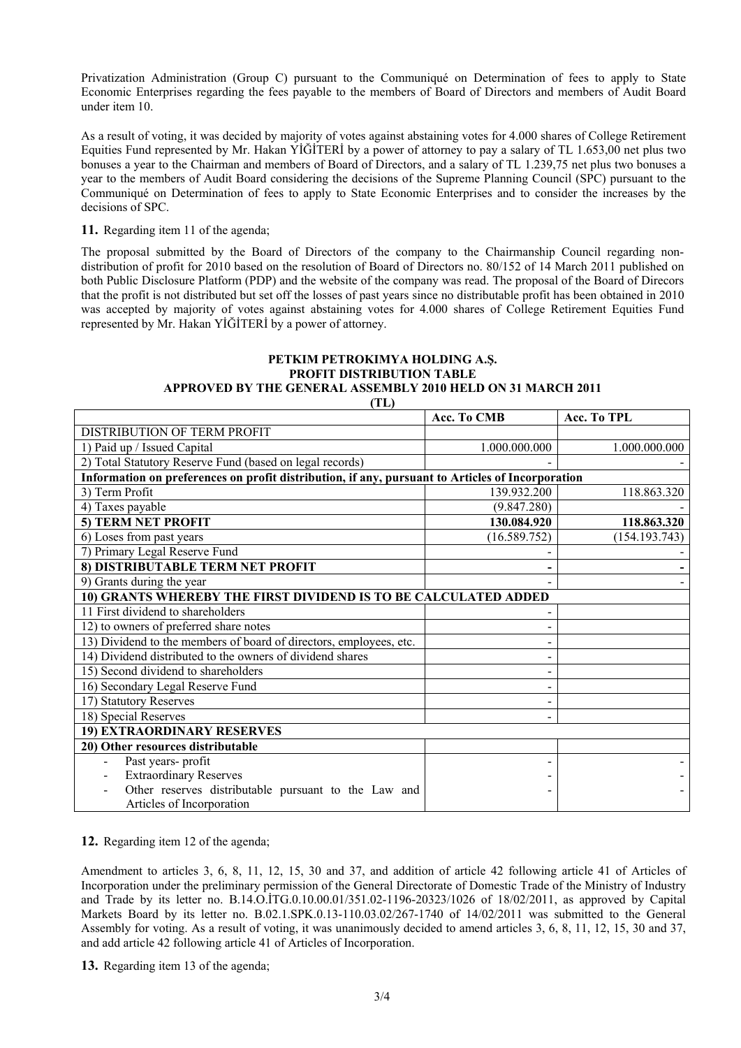Privatization Administration (Group C) pursuant to the Communiqué on Determination of fees to apply to State Economic Enterprises regarding the fees payable to the members of Board of Directors and members of Audit Board under item 10.

As a result of voting, it was decided by majority of votes against abstaining votes for 4.000 shares of College Retirement Equities Fund represented by Mr. Hakan YİĞİTERİ by a power of attorney to pay a salary of TL 1.653,00 net plus two bonuses a year to the Chairman and members of Board of Directors, and a salary of TL 1.239,75 net plus two bonuses a year to the members of Audit Board considering the decisions of the Supreme Planning Council (SPC) pursuant to the Communiqué on Determination of fees to apply to State Economic Enterprises and to consider the increases by the decisions of SPC.

**11.** Regarding item 11 of the agenda;

The proposal submitted by the Board of Directors of the company to the Chairmanship Council regarding non-distribution of profit for 2010 based on the resolution of Board of Directors no. 80/152 of 14 March 2011 published on both Public Disclosure Platform (PDP) and the website of the company was read. The proposal of the Board of Direcors that the profit is not distributed but set off the losses of past years since no distributable profit has been obtained in 2010 was accepted by majority of votes against abstaining votes for 4.000 shares of College Retirement Equities Fund represented by Mr. Hakan YİĞİTERİ by a power of attorney.

**PETKIM PETROKIMYA HOLDING A.Ş.**
**PROFIT DISTRIBUTION TABLE**
**APPROVED BY THE GENERAL ASSEMBLY 2010 HELD ON 31 MARCH 2011**
**(TL)**

| | Acc. To CMB | Acc. To TPL |
|---|---|---|
| DISTRIBUTION OF TERM PROFIT | | |
| 1) Paid up / Issued Capital | 1.000.000.000 | 1.000.000.000 |
| 2) Total Statutory Reserve Fund (based on legal records) | - | - |
| **Information on preferences on profit distribution, if any, pursuant to Articles of Incorporation** | | |
| 3) Term Profit | 139.932.200 | 118.863.320 |
| 4) Taxes payable | (9.847.280) | - |
| **5) TERM NET PROFIT** | **130.084.920** | **118.863.320** |
| 6) Loses from past years | (16.589.752) | (154.193.743) |
| 7) Primary Legal Reserve Fund | - | - |
| **8) DISTRIBUTABLE TERM NET PROFIT** | **-** | **-** |
| 9) Grants during the year | - | - |
| **10) GRANTS WHEREBY THE FIRST DIVIDEND IS TO BE CALCULATED ADDED** | | |
| 11 First dividend to shareholders | - | |
| 12) to owners of preferred share notes | - | |
| 13) Dividend to the members of board of directors, employees, etc. | - | |
| 14) Dividend distributed to the owners of dividend shares | - | |
| 15) Second dividend to shareholders | - | |
| 16) Secondary Legal Reserve Fund | - | |
| 17) Statutory Reserves | - | |
| 18) Special Reserves | - | |
| **19) EXTRAORDINARY RESERVES** | | |
| **20) Other resources distributable** | | |
| - Past years- profit | - | - |
| - Extraordinary Reserves | - | - |
| - Other reserves distributable pursuant to the Law and Articles of Incorporation | - | - |

**12.** Regarding item 12 of the agenda;

Amendment to articles 3, 6, 8, 11, 12, 15, 30 and 37, and addition of article 42 following article 41 of Articles of Incorporation under the preliminary permission of the General Directorate of Domestic Trade of the Ministry of Industry and Trade by its letter no. B.14.O.İTG.0.10.00.01/351.02-1196-20323/1026 of 18/02/2011, as approved by Capital Markets Board by its letter no. B.02.1.SPK.0.13-110.03.02/267-1740 of 14/02/2011 was submitted to the General Assembly for voting. As a result of voting, it was unanimously decided to amend articles 3, 6, 8, 11, 12, 15, 30 and 37, and add article 42 following article 41 of Articles of Incorporation.

**13.** Regarding item 13 of the agenda;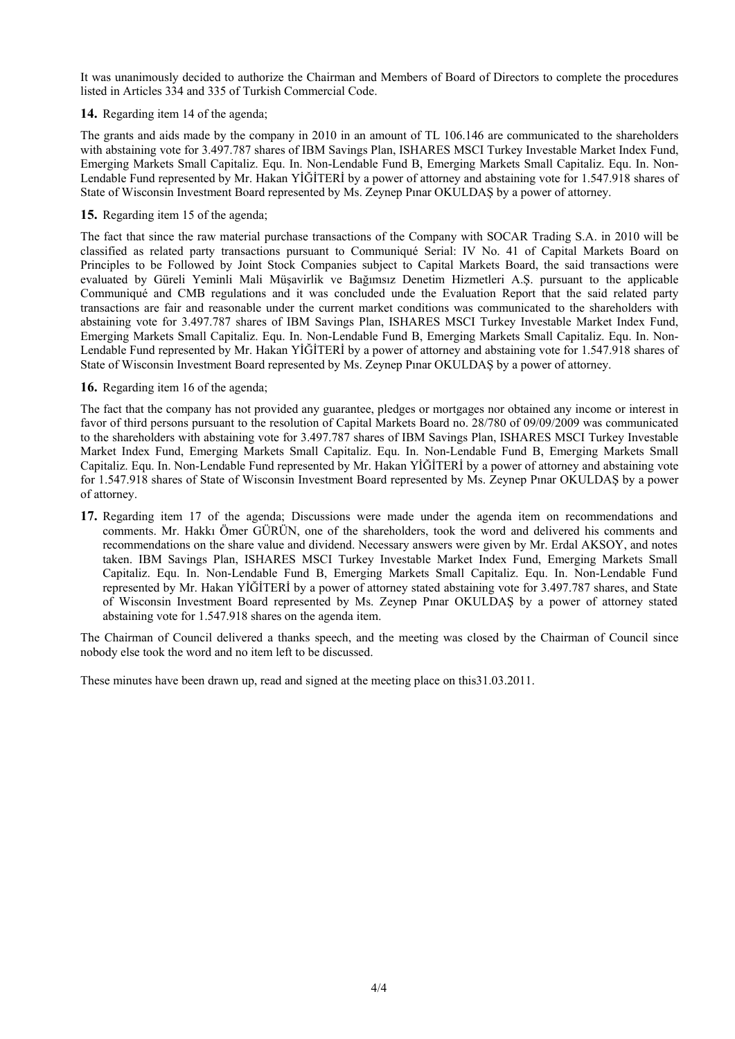It was unanimously decided to authorize the Chairman and Members of Board of Directors to complete the procedures listed in Articles 334 and 335 of Turkish Commercial Code.

**14.** Regarding item 14 of the agenda;

The grants and aids made by the company in 2010 in an amount of TL 106.146 are communicated to the shareholders with abstaining vote for 3.497.787 shares of IBM Savings Plan, ISHARES MSCI Turkey Investable Market Index Fund, Emerging Markets Small Capitaliz. Equ. In. Non-Lendable Fund B, Emerging Markets Small Capitaliz. Equ. In. Non-Lendable Fund represented by Mr. Hakan YİĞİTERİ by a power of attorney and abstaining vote for 1.547.918 shares of State of Wisconsin Investment Board represented by Ms. Zeynep Pınar OKULDAŞ by a power of attorney.

**15.** Regarding item 15 of the agenda;

The fact that since the raw material purchase transactions of the Company with SOCAR Trading S.A. in 2010 will be classified as related party transactions pursuant to Communiqué Serial: IV No. 41 of Capital Markets Board on Principles to be Followed by Joint Stock Companies subject to Capital Markets Board, the said transactions were evaluated by Güreli Yeminli Mali Müşavirlik ve Bağımsız Denetim Hizmetleri A.Ş. pursuant to the applicable Communiqué and CMB regulations and it was concluded unde the Evaluation Report that the said related party transactions are fair and reasonable under the current market conditions was communicated to the shareholders with abstaining vote for 3.497.787 shares of IBM Savings Plan, ISHARES MSCI Turkey Investable Market Index Fund, Emerging Markets Small Capitaliz. Equ. In. Non-Lendable Fund B, Emerging Markets Small Capitaliz. Equ. In. Non-Lendable Fund represented by Mr. Hakan YİĞİTERİ by a power of attorney and abstaining vote for 1.547.918 shares of State of Wisconsin Investment Board represented by Ms. Zeynep Pınar OKULDAŞ by a power of attorney.

**16.** Regarding item 16 of the agenda;

The fact that the company has not provided any guarantee, pledges or mortgages nor obtained any income or interest in favor of third persons pursuant to the resolution of Capital Markets Board no. 28/780 of 09/09/2009 was communicated to the shareholders with abstaining vote for 3.497.787 shares of IBM Savings Plan, ISHARES MSCI Turkey Investable Market Index Fund, Emerging Markets Small Capitaliz. Equ. In. Non-Lendable Fund B, Emerging Markets Small Capitaliz. Equ. In. Non-Lendable Fund represented by Mr. Hakan YİĞİTERİ by a power of attorney and abstaining vote for 1.547.918 shares of State of Wisconsin Investment Board represented by Ms. Zeynep Pınar OKULDAŞ by a power of attorney.

**17.** Regarding item 17 of the agenda; Discussions were made under the agenda item on recommendations and comments. Mr. Hakkı Ömer GÜRÜN, one of the shareholders, took the word and delivered his comments and recommendations on the share value and dividend. Necessary answers were given by Mr. Erdal AKSOY, and notes taken. IBM Savings Plan, ISHARES MSCI Turkey Investable Market Index Fund, Emerging Markets Small Capitaliz. Equ. In. Non-Lendable Fund B, Emerging Markets Small Capitaliz. Equ. In. Non-Lendable Fund represented by Mr. Hakan YİĞİTERİ by a power of attorney stated abstaining vote for 3.497.787 shares, and State of Wisconsin Investment Board represented by Ms. Zeynep Pınar OKULDAŞ by a power of attorney stated abstaining vote for 1.547.918 shares on the agenda item.

The Chairman of Council delivered a thanks speech, and the meeting was closed by the Chairman of Council since nobody else took the word and no item left to be discussed.

These minutes have been drawn up, read and signed at the meeting place on this31.03.2011.